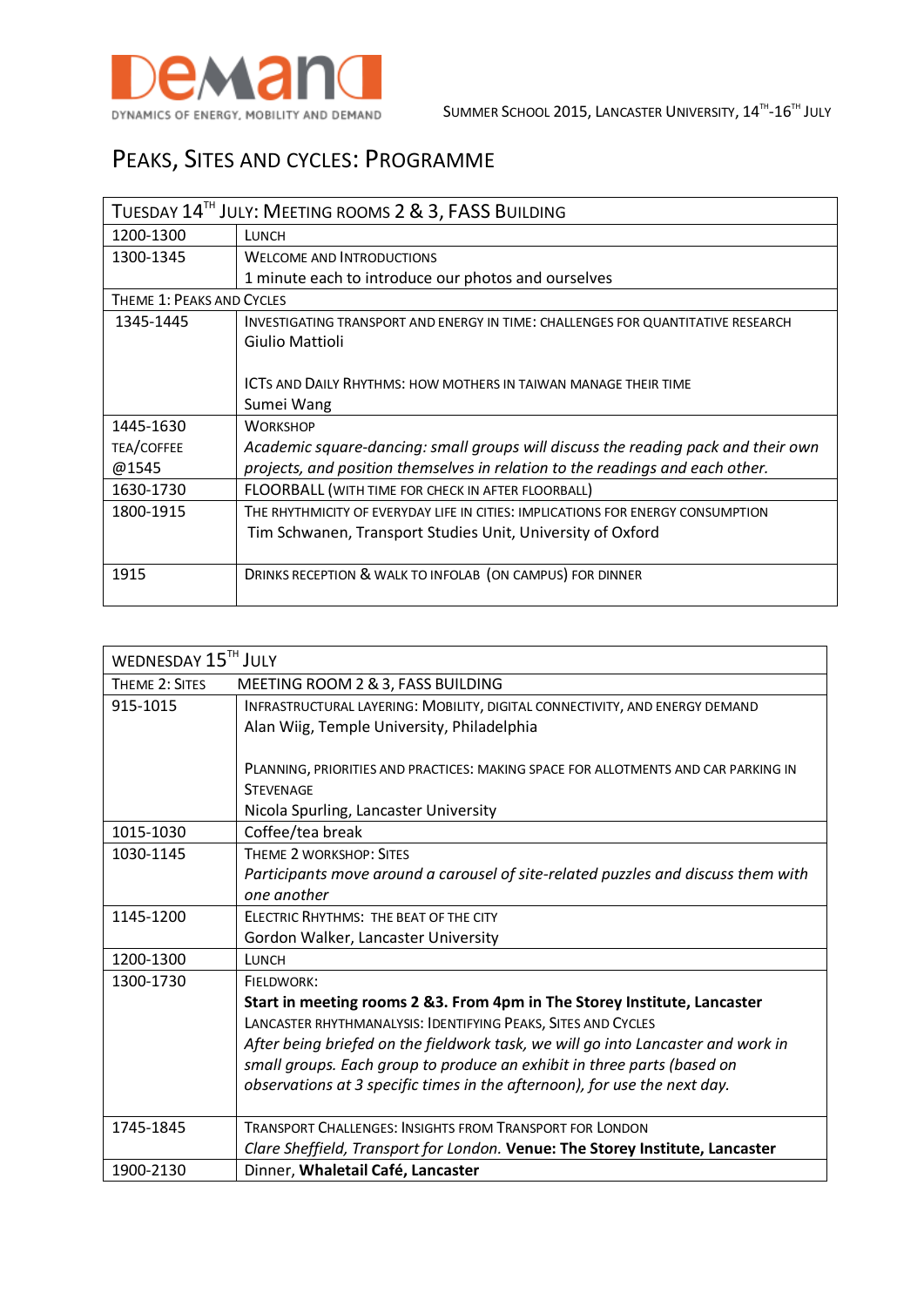DEMAND

DYNAMICS OF ENERGY, MOBILITY AND DEMAND

SUMMER SCHOOL 2015, LANCASTER UNIVERSITY, 14TH-16TH JULY

# PEAKS, SITES AND CYCLES: PROGRAMME

| TUESDAY 14TH JULY: MEETING ROOMS 2 & 3, FASS BUILDING | |
|---|---|
| 1200-1300 | LUNCH |
| 1300-1345 | WELCOME AND INTRODUCTIONS<br>1 minute each to introduce our photos and ourselves |
| THEME 1: PEAKS AND CYCLES | |
| 1345-1445 | INVESTIGATING TRANSPORT AND ENERGY IN TIME: CHALLENGES FOR QUANTITATIVE RESEARCH<br>Giulio Mattioli<br><br>ICTS AND DAILY RHYTHMS: HOW MOTHERS IN TAIWAN MANAGE THEIR TIME<br>Sumei Wang |
| 1445-1630<br>TEA/COFFEE @1545 | WORKSHOP<br>*Academic square-dancing: small groups will discuss the reading pack and their own projects, and position themselves in relation to the readings and each other.* |
| 1630-1730 | FLOORBALL (WITH TIME FOR CHECK IN AFTER FLOORBALL) |
| 1800-1915 | THE RHYTHMICITY OF EVERYDAY LIFE IN CITIES: IMPLICATIONS FOR ENERGY CONSUMPTION<br>Tim Schwanen, Transport Studies Unit, University of Oxford |
| 1915 | DRINKS RECEPTION & WALK TO INFOLAB (ON CAMPUS) FOR DINNER |

| WEDNESDAY 15TH JULY | |
|---|---|
| THEME 2: SITES | MEETING ROOM 2 & 3, FASS BUILDING |
| 915-1015 | INFRASTRUCTURAL LAYERING: MOBILITY, DIGITAL CONNECTIVITY, AND ENERGY DEMAND<br>Alan Wiig, Temple University, Philadelphia<br><br>PLANNING, PRIORITIES AND PRACTICES: MAKING SPACE FOR ALLOTMENTS AND CAR PARKING IN STEVENAGE<br>Nicola Spurling, Lancaster University |
| 1015-1030 | Coffee/tea break |
| 1030-1145 | THEME 2 WORKSHOP: SITES<br>*Participants move around a carousel of site-related puzzles and discuss them with one another* |
| 1145-1200 | ELECTRIC RHYTHMS: THE BEAT OF THE CITY<br>Gordon Walker, Lancaster University |
| 1200-1300 | LUNCH |
| 1300-1730 | FIELDWORK:<br>**Start in meeting rooms 2 &3. From 4pm in The Storey Institute, Lancaster**<br>LANCASTER RHYTHMANALYSIS: IDENTIFYING PEAKS, SITES AND CYCLES<br>*After being briefed on the fieldwork task, we will go into Lancaster and work in small groups. Each group to produce an exhibit in three parts (based on observations at 3 specific times in the afternoon), for use the next day.* |
| 1745-1845 | TRANSPORT CHALLENGES: INSIGHTS FROM TRANSPORT FOR LONDON<br>*Clare Sheffield, Transport for London.* **Venue: The Storey Institute, Lancaster** |
| 1900-2130 | Dinner, **Whaletail Café, Lancaster** |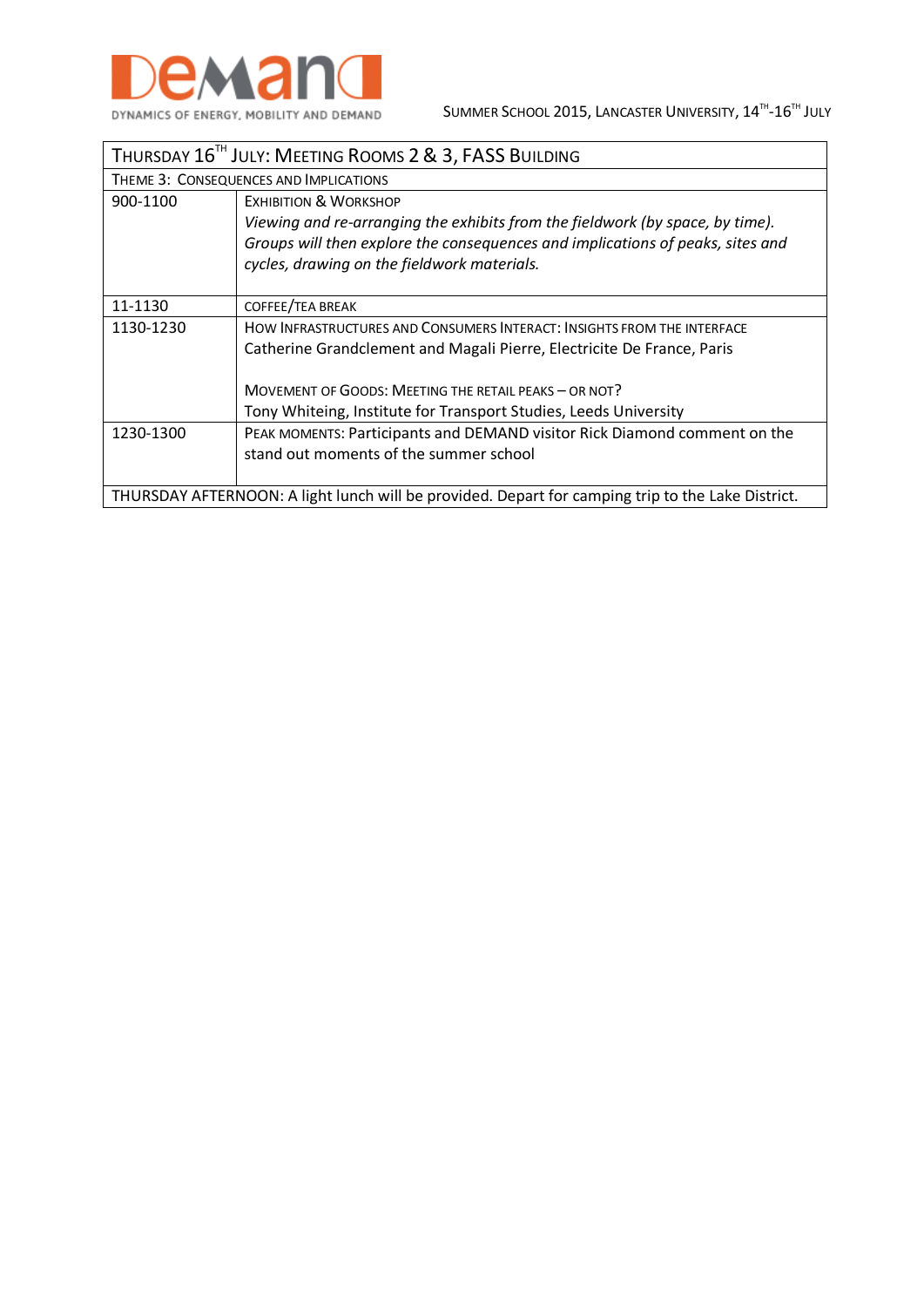| Thursday 16th July: Meeting Rooms 2 & 3, FASS Building | |
|---|---|
| Theme 3: Consequences and Implications | |
| 900-1100 | Exhibition & Workshop<br>*Viewing and re-arranging the exhibits from the fieldwork (by space, by time). Groups will then explore the consequences and implications of peaks, sites and cycles, drawing on the fieldwork materials.* |
| 11-1130 | COFFEE/TEA BREAK |
| 1130-1230 | How Infrastructures and Consumers Interact: Insights from the Interface<br>Catherine Grandclement and Magali Pierre, Electricite De France, Paris<br><br>Movement of Goods: Meeting the Retail Peaks – or Not?<br>Tony Whiteing, Institute for Transport Studies, Leeds University |
| 1230-1300 | Peak Moments: Participants and DEMAND visitor Rick Diamond comment on the stand out moments of the summer school |
| THURSDAY AFTERNOON: A light lunch will be provided. Depart for camping trip to the Lake District. | |